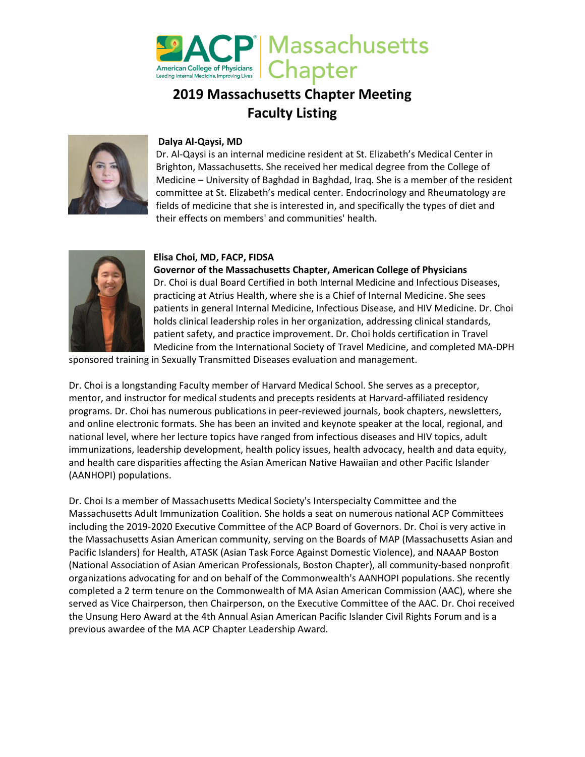ACP American College of Physicians — Leading Internal Medicine, Improving Lives | Massachusetts Chapter

# 2019 Massachusetts Chapter Meeting
# Faculty Listing

**Dalya Al-Qaysi, MD**

Dr. Al-Qaysi is an internal medicine resident at St. Elizabeth's Medical Center in Brighton, Massachusetts. She received her medical degree from the College of Medicine – University of Baghdad in Baghdad, Iraq. She is a member of the resident committee at St. Elizabeth's medical center. Endocrinology and Rheumatology are fields of medicine that she is interested in, and specifically the types of diet and their effects on members' and communities' health.

**Elisa Choi, MD, FACP, FIDSA**
**Governor of the Massachusetts Chapter, American College of Physicians**

Dr. Choi is dual Board Certified in both Internal Medicine and Infectious Diseases, practicing at Atrius Health, where she is a Chief of Internal Medicine. She sees patients in general Internal Medicine, Infectious Disease, and HIV Medicine. Dr. Choi holds clinical leadership roles in her organization, addressing clinical standards, patient safety, and practice improvement. Dr. Choi holds certification in Travel Medicine from the International Society of Travel Medicine, and completed MA-DPH sponsored training in Sexually Transmitted Diseases evaluation and management.

Dr. Choi is a longstanding Faculty member of Harvard Medical School. She serves as a preceptor, mentor, and instructor for medical students and precepts residents at Harvard-affiliated residency programs. Dr. Choi has numerous publications in peer-reviewed journals, book chapters, newsletters, and online electronic formats. She has been an invited and keynote speaker at the local, regional, and national level, where her lecture topics have ranged from infectious diseases and HIV topics, adult immunizations, leadership development, health policy issues, health advocacy, health and data equity, and health care disparities affecting the Asian American Native Hawaiian and other Pacific Islander (AANHOPI) populations.

Dr. Choi Is a member of Massachusetts Medical Society's Interspecialty Committee and the Massachusetts Adult Immunization Coalition. She holds a seat on numerous national ACP Committees including the 2019-2020 Executive Committee of the ACP Board of Governors. Dr. Choi is very active in the Massachusetts Asian American community, serving on the Boards of MAP (Massachusetts Asian and Pacific Islanders) for Health, ATASK (Asian Task Force Against Domestic Violence), and NAAAP Boston (National Association of Asian American Professionals, Boston Chapter), all community-based nonprofit organizations advocating for and on behalf of the Commonwealth's AANHOPI populations. She recently completed a 2 term tenure on the Commonwealth of MA Asian American Commission (AAC), where she served as Vice Chairperson, then Chairperson, on the Executive Committee of the AAC. Dr. Choi received the Unsung Hero Award at the 4th Annual Asian American Pacific Islander Civil Rights Forum and is a previous awardee of the MA ACP Chapter Leadership Award.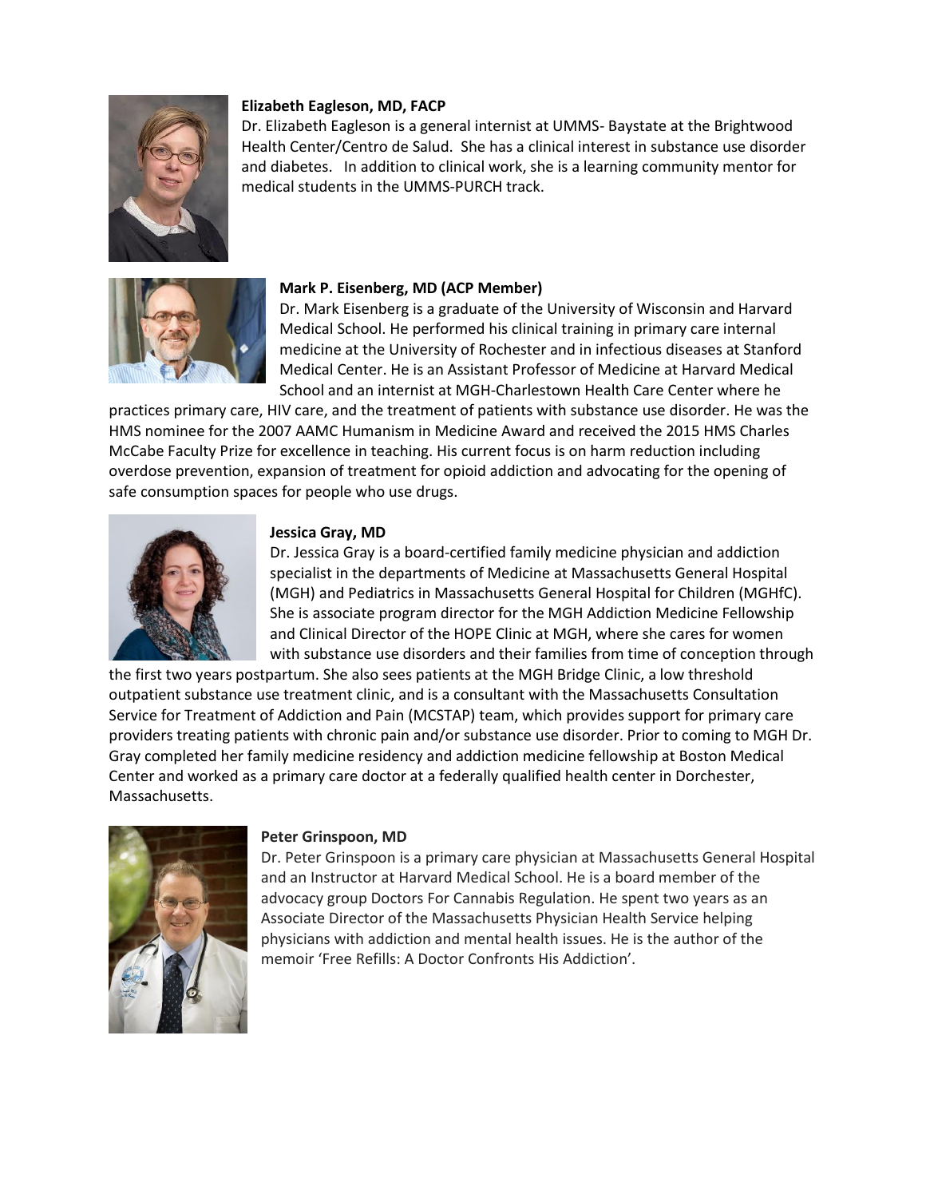**Elizabeth Eagleson, MD, FACP**

Dr. Elizabeth Eagleson is a general internist at UMMS- Baystate at the Brightwood Health Center/Centro de Salud. She has a clinical interest in substance use disorder and diabetes. In addition to clinical work, she is a learning community mentor for medical students in the UMMS-PURCH track.

**Mark P. Eisenberg, MD (ACP Member)**

Dr. Mark Eisenberg is a graduate of the University of Wisconsin and Harvard Medical School. He performed his clinical training in primary care internal medicine at the University of Rochester and in infectious diseases at Stanford Medical Center. He is an Assistant Professor of Medicine at Harvard Medical School and an internist at MGH-Charlestown Health Care Center where he practices primary care, HIV care, and the treatment of patients with substance use disorder. He was the HMS nominee for the 2007 AAMC Humanism in Medicine Award and received the 2015 HMS Charles McCabe Faculty Prize for excellence in teaching. His current focus is on harm reduction including overdose prevention, expansion of treatment for opioid addiction and advocating for the opening of safe consumption spaces for people who use drugs.

**Jessica Gray, MD**

Dr. Jessica Gray is a board-certified family medicine physician and addiction specialist in the departments of Medicine at Massachusetts General Hospital (MGH) and Pediatrics in Massachusetts General Hospital for Children (MGHfC). She is associate program director for the MGH Addiction Medicine Fellowship and Clinical Director of the HOPE Clinic at MGH, where she cares for women with substance use disorders and their families from time of conception through the first two years postpartum. She also sees patients at the MGH Bridge Clinic, a low threshold outpatient substance use treatment clinic, and is a consultant with the Massachusetts Consultation Service for Treatment of Addiction and Pain (MCSTAP) team, which provides support for primary care providers treating patients with chronic pain and/or substance use disorder. Prior to coming to MGH Dr. Gray completed her family medicine residency and addiction medicine fellowship at Boston Medical Center and worked as a primary care doctor at a federally qualified health center in Dorchester, Massachusetts.

**Peter Grinspoon, MD**

Dr. Peter Grinspoon is a primary care physician at Massachusetts General Hospital and an Instructor at Harvard Medical School. He is a board member of the advocacy group Doctors For Cannabis Regulation. He spent two years as an Associate Director of the Massachusetts Physician Health Service helping physicians with addiction and mental health issues. He is the author of the memoir 'Free Refills: A Doctor Confronts His Addiction'.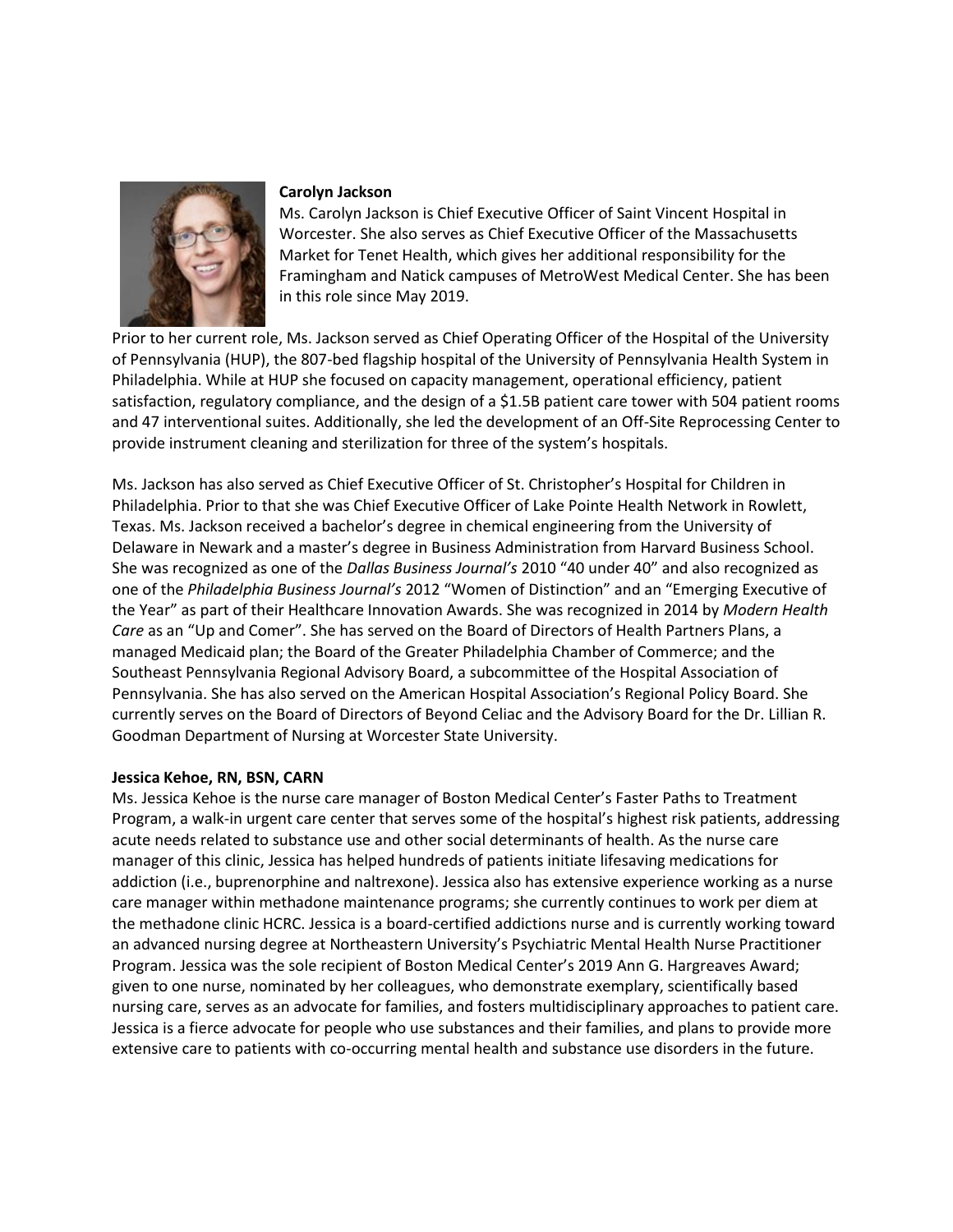**Carolyn Jackson**

Ms. Carolyn Jackson is Chief Executive Officer of Saint Vincent Hospital in Worcester. She also serves as Chief Executive Officer of the Massachusetts Market for Tenet Health, which gives her additional responsibility for the Framingham and Natick campuses of MetroWest Medical Center. She has been in this role since May 2019.

Prior to her current role, Ms. Jackson served as Chief Operating Officer of the Hospital of the University of Pennsylvania (HUP), the 807-bed flagship hospital of the University of Pennsylvania Health System in Philadelphia. While at HUP she focused on capacity management, operational efficiency, patient satisfaction, regulatory compliance, and the design of a $1.5B patient care tower with 504 patient rooms and 47 interventional suites. Additionally, she led the development of an Off-Site Reprocessing Center to provide instrument cleaning and sterilization for three of the system's hospitals.

Ms. Jackson has also served as Chief Executive Officer of St. Christopher's Hospital for Children in Philadelphia. Prior to that she was Chief Executive Officer of Lake Pointe Health Network in Rowlett, Texas. Ms. Jackson received a bachelor's degree in chemical engineering from the University of Delaware in Newark and a master's degree in Business Administration from Harvard Business School. She was recognized as one of the *Dallas Business Journal's* 2010 "40 under 40" and also recognized as one of the *Philadelphia Business Journal's* 2012 "Women of Distinction" and an "Emerging Executive of the Year" as part of their Healthcare Innovation Awards. She was recognized in 2014 by *Modern Health Care* as an "Up and Comer". She has served on the Board of Directors of Health Partners Plans, a managed Medicaid plan; the Board of the Greater Philadelphia Chamber of Commerce; and the Southeast Pennsylvania Regional Advisory Board, a subcommittee of the Hospital Association of Pennsylvania. She has also served on the American Hospital Association's Regional Policy Board. She currently serves on the Board of Directors of Beyond Celiac and the Advisory Board for the Dr. Lillian R. Goodman Department of Nursing at Worcester State University.

**Jessica Kehoe, RN, BSN, CARN**

Ms. Jessica Kehoe is the nurse care manager of Boston Medical Center's Faster Paths to Treatment Program, a walk-in urgent care center that serves some of the hospital's highest risk patients, addressing acute needs related to substance use and other social determinants of health. As the nurse care manager of this clinic, Jessica has helped hundreds of patients initiate lifesaving medications for addiction (i.e., buprenorphine and naltrexone). Jessica also has extensive experience working as a nurse care manager within methadone maintenance programs; she currently continues to work per diem at the methadone clinic HCRC. Jessica is a board-certified addictions nurse and is currently working toward an advanced nursing degree at Northeastern University's Psychiatric Mental Health Nurse Practitioner Program. Jessica was the sole recipient of Boston Medical Center's 2019 Ann G. Hargreaves Award; given to one nurse, nominated by her colleagues, who demonstrate exemplary, scientifically based nursing care, serves as an advocate for families, and fosters multidisciplinary approaches to patient care. Jessica is a fierce advocate for people who use substances and their families, and plans to provide more extensive care to patients with co-occurring mental health and substance use disorders in the future.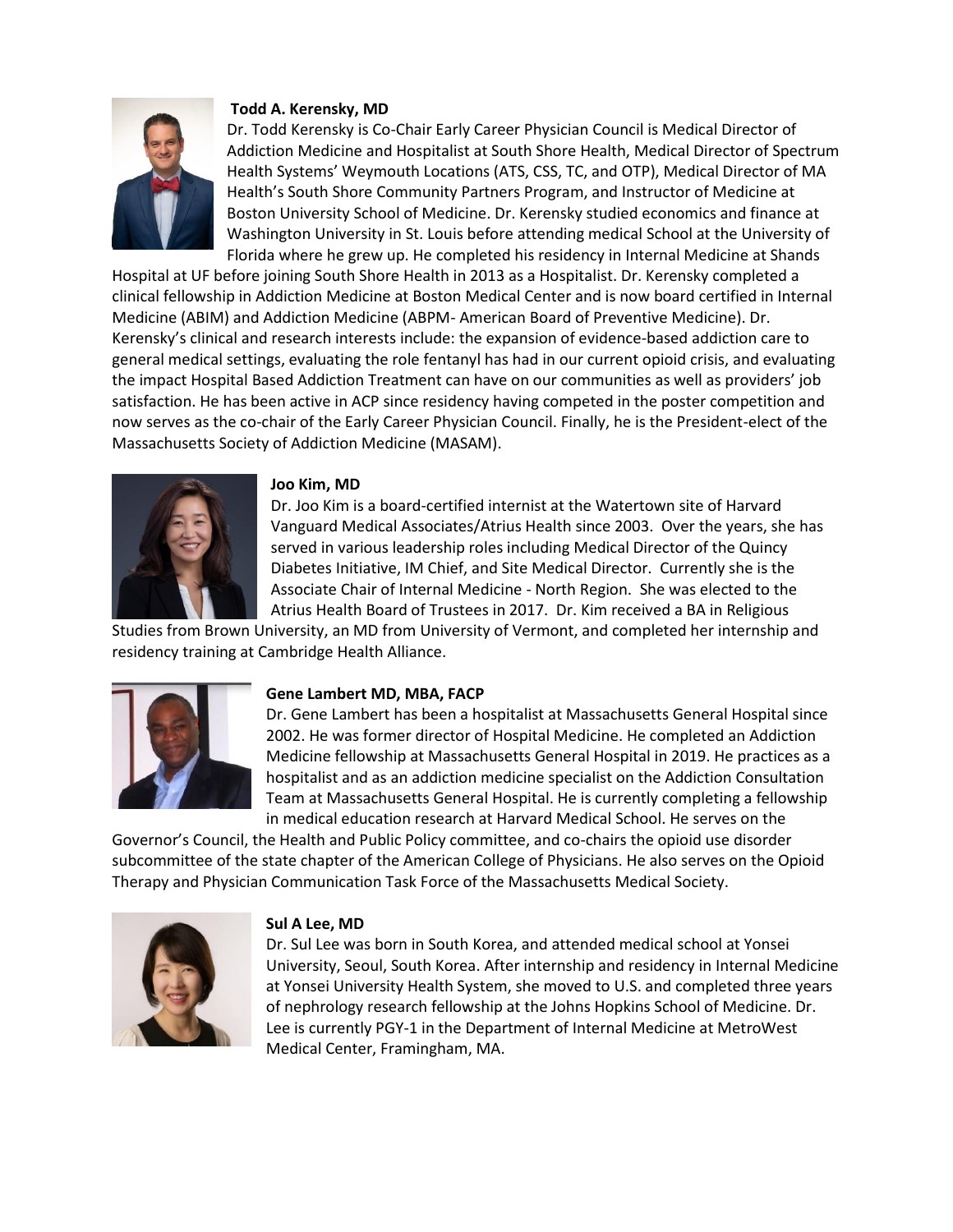**Todd A. Kerensky, MD**

Dr. Todd Kerensky is Co-Chair Early Career Physician Council is Medical Director of Addiction Medicine and Hospitalist at South Shore Health, Medical Director of Spectrum Health Systems' Weymouth Locations (ATS, CSS, TC, and OTP), Medical Director of MA Health's South Shore Community Partners Program, and Instructor of Medicine at Boston University School of Medicine. Dr. Kerensky studied economics and finance at Washington University in St. Louis before attending medical School at the University of Florida where he grew up. He completed his residency in Internal Medicine at Shands Hospital at UF before joining South Shore Health in 2013 as a Hospitalist. Dr. Kerensky completed a clinical fellowship in Addiction Medicine at Boston Medical Center and is now board certified in Internal Medicine (ABIM) and Addiction Medicine (ABPM- American Board of Preventive Medicine). Dr. Kerensky's clinical and research interests include: the expansion of evidence-based addiction care to general medical settings, evaluating the role fentanyl has had in our current opioid crisis, and evaluating the impact Hospital Based Addiction Treatment can have on our communities as well as providers' job satisfaction. He has been active in ACP since residency having competed in the poster competition and now serves as the co-chair of the Early Career Physician Council. Finally, he is the President-elect of the Massachusetts Society of Addiction Medicine (MASAM).

**Joo Kim, MD**

Dr. Joo Kim is a board-certified internist at the Watertown site of Harvard Vanguard Medical Associates/Atrius Health since 2003. Over the years, she has served in various leadership roles including Medical Director of the Quincy Diabetes Initiative, IM Chief, and Site Medical Director. Currently she is the Associate Chair of Internal Medicine - North Region. She was elected to the Atrius Health Board of Trustees in 2017. Dr. Kim received a BA in Religious Studies from Brown University, an MD from University of Vermont, and completed her internship and residency training at Cambridge Health Alliance.

**Gene Lambert MD, MBA, FACP**

Dr. Gene Lambert has been a hospitalist at Massachusetts General Hospital since 2002. He was former director of Hospital Medicine. He completed an Addiction Medicine fellowship at Massachusetts General Hospital in 2019. He practices as a hospitalist and as an addiction medicine specialist on the Addiction Consultation Team at Massachusetts General Hospital. He is currently completing a fellowship in medical education research at Harvard Medical School. He serves on the Governor's Council, the Health and Public Policy committee, and co-chairs the opioid use disorder subcommittee of the state chapter of the American College of Physicians. He also serves on the Opioid Therapy and Physician Communication Task Force of the Massachusetts Medical Society.

**Sul A Lee, MD**

Dr. Sul Lee was born in South Korea, and attended medical school at Yonsei University, Seoul, South Korea. After internship and residency in Internal Medicine at Yonsei University Health System, she moved to U.S. and completed three years of nephrology research fellowship at the Johns Hopkins School of Medicine. Dr. Lee is currently PGY-1 in the Department of Internal Medicine at MetroWest Medical Center, Framingham, MA.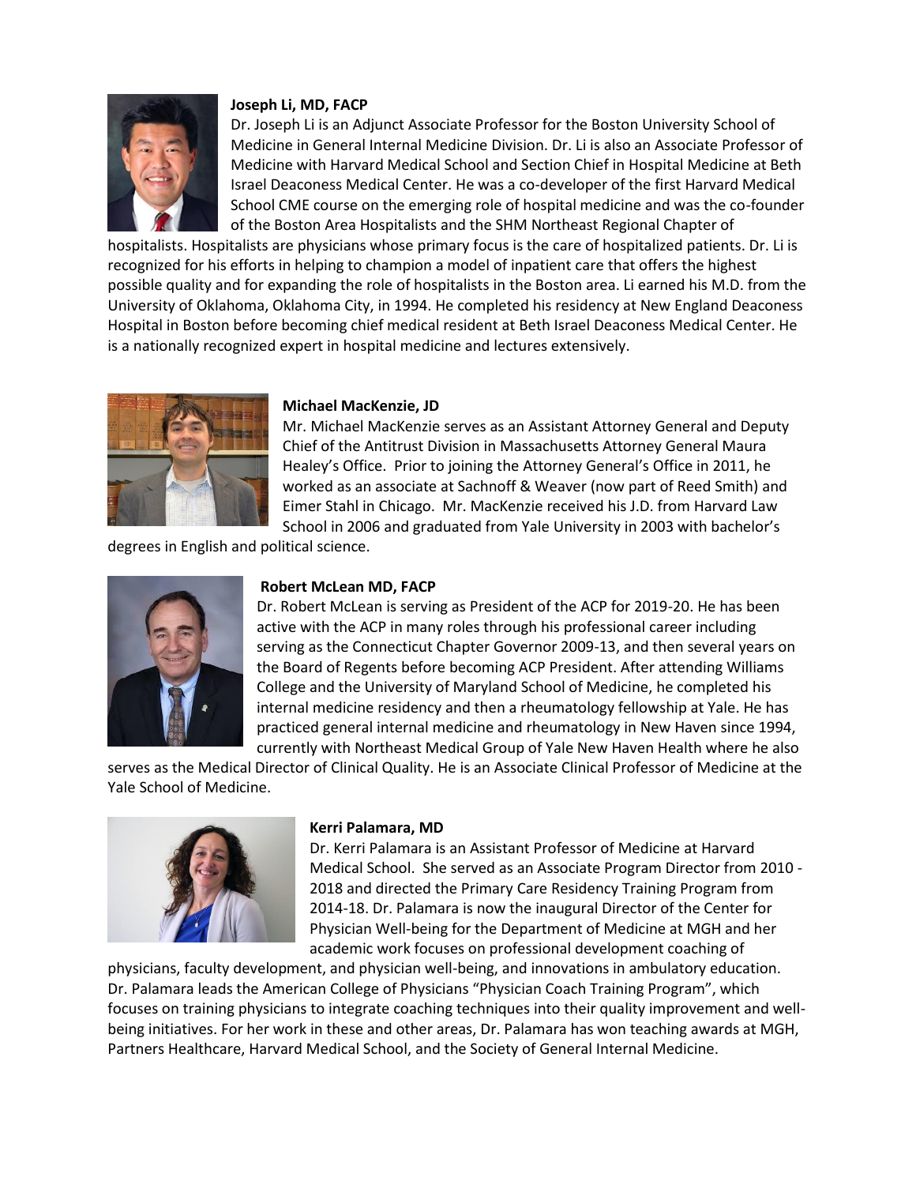**Joseph Li, MD, FACP**

Dr. Joseph Li is an Adjunct Associate Professor for the Boston University School of Medicine in General Internal Medicine Division. Dr. Li is also an Associate Professor of Medicine with Harvard Medical School and Section Chief in Hospital Medicine at Beth Israel Deaconess Medical Center. He was a co-developer of the first Harvard Medical School CME course on the emerging role of hospital medicine and was the co-founder of the Boston Area Hospitalists and the SHM Northeast Regional Chapter of hospitalists. Hospitalists are physicians whose primary focus is the care of hospitalized patients. Dr. Li is recognized for his efforts in helping to champion a model of inpatient care that offers the highest possible quality and for expanding the role of hospitalists in the Boston area. Li earned his M.D. from the University of Oklahoma, Oklahoma City, in 1994. He completed his residency at New England Deaconess Hospital in Boston before becoming chief medical resident at Beth Israel Deaconess Medical Center. He is a nationally recognized expert in hospital medicine and lectures extensively.

**Michael MacKenzie, JD**

Mr. Michael MacKenzie serves as an Assistant Attorney General and Deputy Chief of the Antitrust Division in Massachusetts Attorney General Maura Healey's Office. Prior to joining the Attorney General's Office in 2011, he worked as an associate at Sachnoff & Weaver (now part of Reed Smith) and Eimer Stahl in Chicago. Mr. MacKenzie received his J.D. from Harvard Law School in 2006 and graduated from Yale University in 2003 with bachelor's degrees in English and political science.

**Robert McLean MD, FACP**

Dr. Robert McLean is serving as President of the ACP for 2019-20. He has been active with the ACP in many roles through his professional career including serving as the Connecticut Chapter Governor 2009-13, and then several years on the Board of Regents before becoming ACP President. After attending Williams College and the University of Maryland School of Medicine, he completed his internal medicine residency and then a rheumatology fellowship at Yale. He has practiced general internal medicine and rheumatology in New Haven since 1994, currently with Northeast Medical Group of Yale New Haven Health where he also serves as the Medical Director of Clinical Quality. He is an Associate Clinical Professor of Medicine at the Yale School of Medicine.

**Kerri Palamara, MD**

Dr. Kerri Palamara is an Assistant Professor of Medicine at Harvard Medical School. She served as an Associate Program Director from 2010 - 2018 and directed the Primary Care Residency Training Program from 2014-18. Dr. Palamara is now the inaugural Director of the Center for Physician Well-being for the Department of Medicine at MGH and her academic work focuses on professional development coaching of physicians, faculty development, and physician well-being, and innovations in ambulatory education. Dr. Palamara leads the American College of Physicians "Physician Coach Training Program", which focuses on training physicians to integrate coaching techniques into their quality improvement and well-being initiatives. For her work in these and other areas, Dr. Palamara has won teaching awards at MGH, Partners Healthcare, Harvard Medical School, and the Society of General Internal Medicine.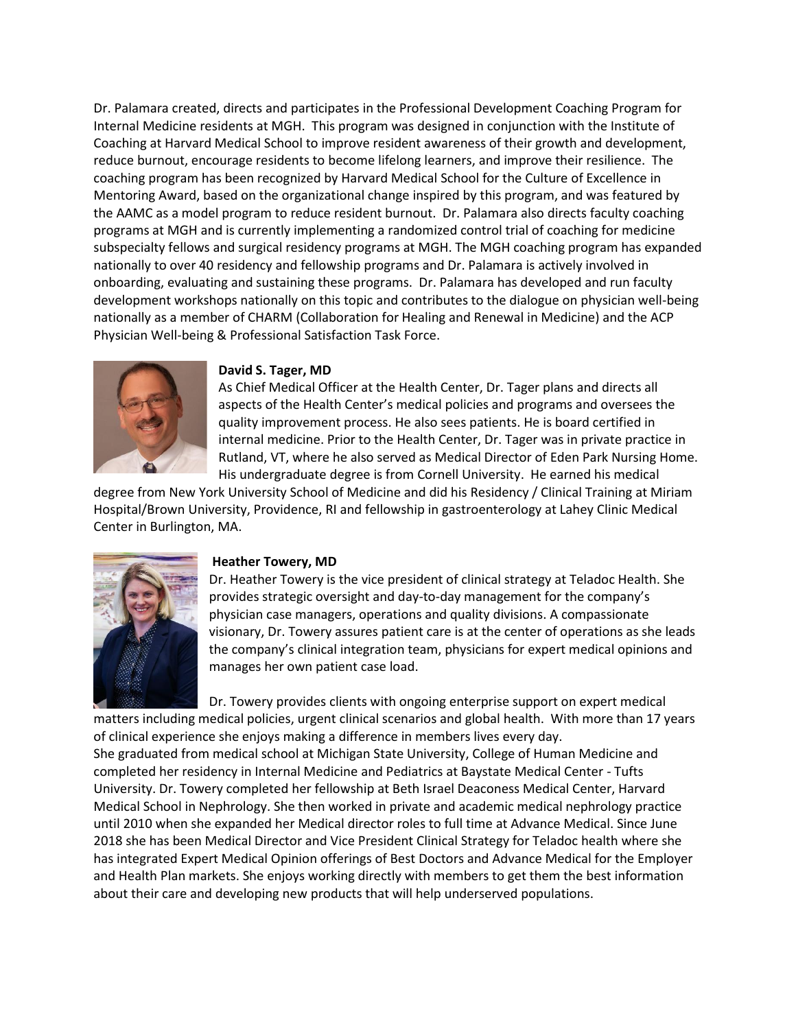Dr. Palamara created, directs and participates in the Professional Development Coaching Program for Internal Medicine residents at MGH. This program was designed in conjunction with the Institute of Coaching at Harvard Medical School to improve resident awareness of their growth and development, reduce burnout, encourage residents to become lifelong learners, and improve their resilience. The coaching program has been recognized by Harvard Medical School for the Culture of Excellence in Mentoring Award, based on the organizational change inspired by this program, and was featured by the AAMC as a model program to reduce resident burnout. Dr. Palamara also directs faculty coaching programs at MGH and is currently implementing a randomized control trial of coaching for medicine subspecialty fellows and surgical residency programs at MGH. The MGH coaching program has expanded nationally to over 40 residency and fellowship programs and Dr. Palamara is actively involved in onboarding, evaluating and sustaining these programs. Dr. Palamara has developed and run faculty development workshops nationally on this topic and contributes to the dialogue on physician well-being nationally as a member of CHARM (Collaboration for Healing and Renewal in Medicine) and the ACP Physician Well-being & Professional Satisfaction Task Force.

**David S. Tager, MD**

As Chief Medical Officer at the Health Center, Dr. Tager plans and directs all aspects of the Health Center's medical policies and programs and oversees the quality improvement process. He also sees patients. He is board certified in internal medicine. Prior to the Health Center, Dr. Tager was in private practice in Rutland, VT, where he also served as Medical Director of Eden Park Nursing Home. His undergraduate degree is from Cornell University. He earned his medical degree from New York University School of Medicine and did his Residency / Clinical Training at Miriam Hospital/Brown University, Providence, RI and fellowship in gastroenterology at Lahey Clinic Medical Center in Burlington, MA.

**Heather Towery, MD**

Dr. Heather Towery is the vice president of clinical strategy at Teladoc Health. She provides strategic oversight and day-to-day management for the company's physician case managers, operations and quality divisions. A compassionate visionary, Dr. Towery assures patient care is at the center of operations as she leads the company's clinical integration team, physicians for expert medical opinions and manages her own patient case load.

Dr. Towery provides clients with ongoing enterprise support on expert medical matters including medical policies, urgent clinical scenarios and global health. With more than 17 years of clinical experience she enjoys making a difference in members lives every day.
She graduated from medical school at Michigan State University, College of Human Medicine and completed her residency in Internal Medicine and Pediatrics at Baystate Medical Center - Tufts University. Dr. Towery completed her fellowship at Beth Israel Deaconess Medical Center, Harvard Medical School in Nephrology. She then worked in private and academic medical nephrology practice until 2010 when she expanded her Medical director roles to full time at Advance Medical. Since June 2018 she has been Medical Director and Vice President Clinical Strategy for Teladoc health where she has integrated Expert Medical Opinion offerings of Best Doctors and Advance Medical for the Employer and Health Plan markets. She enjoys working directly with members to get them the best information about their care and developing new products that will help underserved populations.